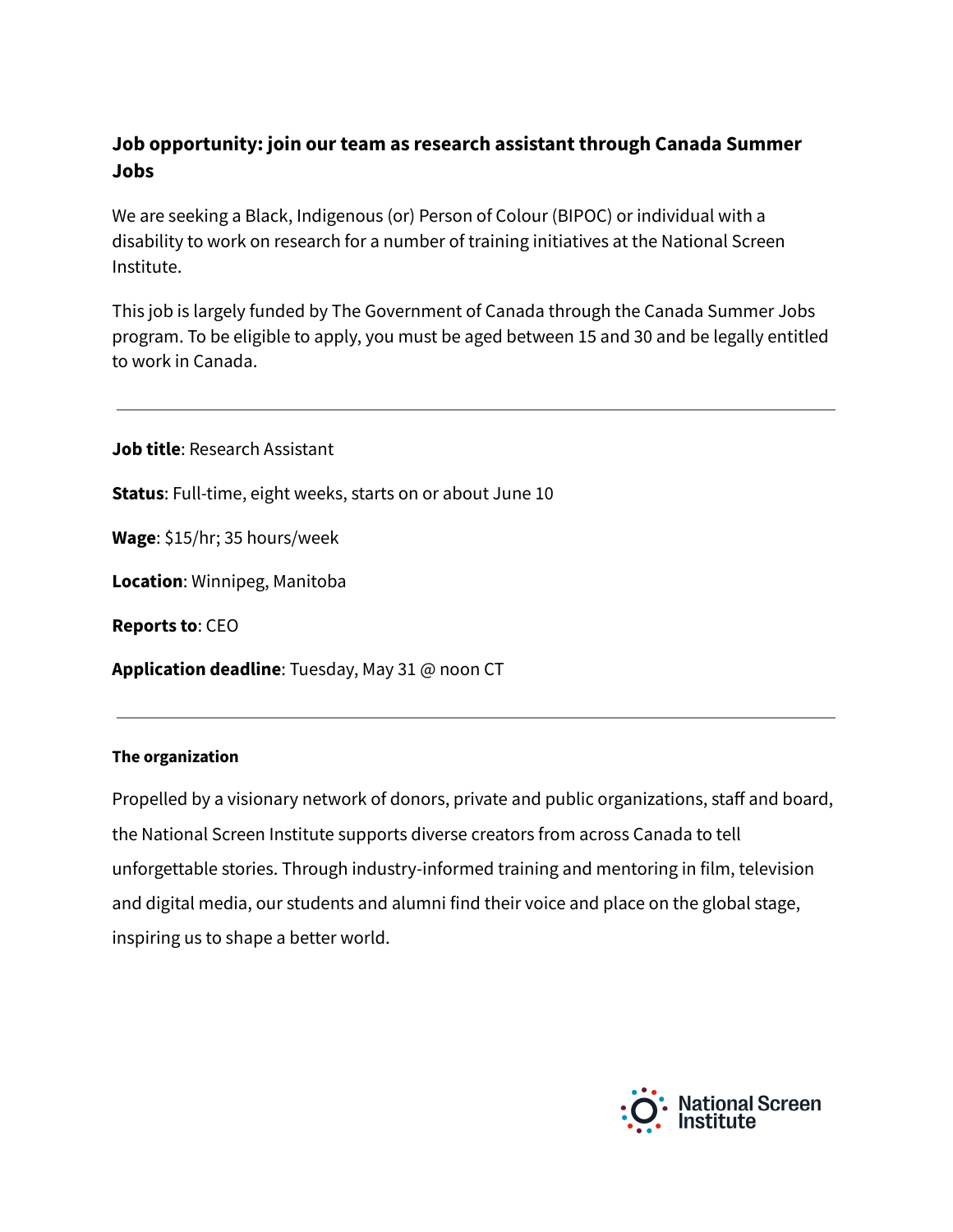# Job opportunity: join our team as research assistant through Canada Summer Jobs

We are seeking a Black, Indigenous (or) Person of Colour (BIPOC) or individual with a disability to work on research for a number of training initiatives at the National Screen Institute.

This job is largely funded by The Government of Canada through the Canada Summer Jobs program. To be eligible to apply, you must be aged between 15 and 30 and be legally entitled to work in Canada.

---

**Job title**: Research Assistant

**Status**: Full-time, eight weeks, starts on or about June 10

**Wage**: $15/hr; 35 hours/week

**Location**: Winnipeg, Manitoba

**Reports to**: CEO

**Application deadline**: Tuesday, May 31 @ noon CT

---

### The organization

Propelled by a visionary network of donors, private and public organizations, staff and board, the National Screen Institute supports diverse creators from across Canada to tell unforgettable stories. Through industry-informed training and mentoring in film, television and digital media, our students and alumni find their voice and place on the global stage, inspiring us to shape a better world.

National Screen Institute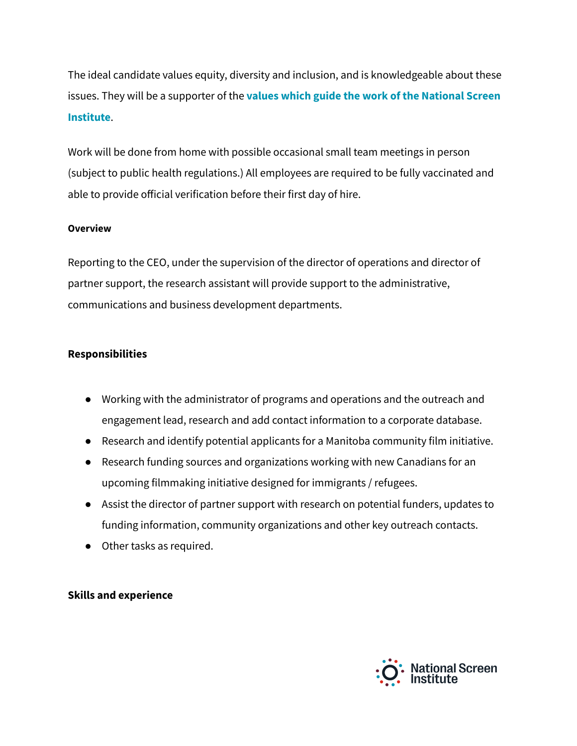The ideal candidate values equity, diversity and inclusion, and is knowledgeable about these issues. They will be a supporter of the **values which guide the work of the National Screen Institute**.

Work will be done from home with possible occasional small team meetings in person (subject to public health regulations.) All employees are required to be fully vaccinated and able to provide official verification before their first day of hire.

**Overview**

Reporting to the CEO, under the supervision of the director of operations and director of partner support, the research assistant will provide support to the administrative, communications and business development departments.

**Responsibilities**

- Working with the administrator of programs and operations and the outreach and engagement lead, research and add contact information to a corporate database.
- Research and identify potential applicants for a Manitoba community film initiative.
- Research funding sources and organizations working with new Canadians for an upcoming filmmaking initiative designed for immigrants / refugees.
- Assist the director of partner support with research on potential funders, updates to funding information, community organizations and other key outreach contacts.
- Other tasks as required.

**Skills and experience**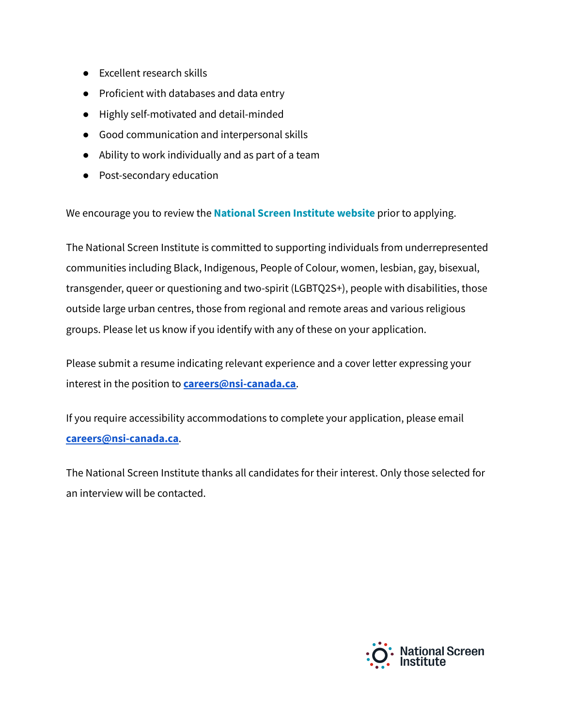- Excellent research skills
- Proficient with databases and data entry
- Highly self-motivated and detail-minded
- Good communication and interpersonal skills
- Ability to work individually and as part of a team
- Post-secondary education

We encourage you to review the **National Screen Institute website** prior to applying.

The National Screen Institute is committed to supporting individuals from underrepresented communities including Black, Indigenous, People of Colour, women, lesbian, gay, bisexual, transgender, queer or questioning and two-spirit (LGBTQ2S+), people with disabilities, those outside large urban centres, those from regional and remote areas and various religious groups. Please let us know if you identify with any of these on your application.

Please submit a resume indicating relevant experience and a cover letter expressing your interest in the position to **careers@nsi-canada.ca**.

If you require accessibility accommodations to complete your application, please email **careers@nsi-canada.ca**.

The National Screen Institute thanks all candidates for their interest. Only those selected for an interview will be contacted.

National Screen Institute